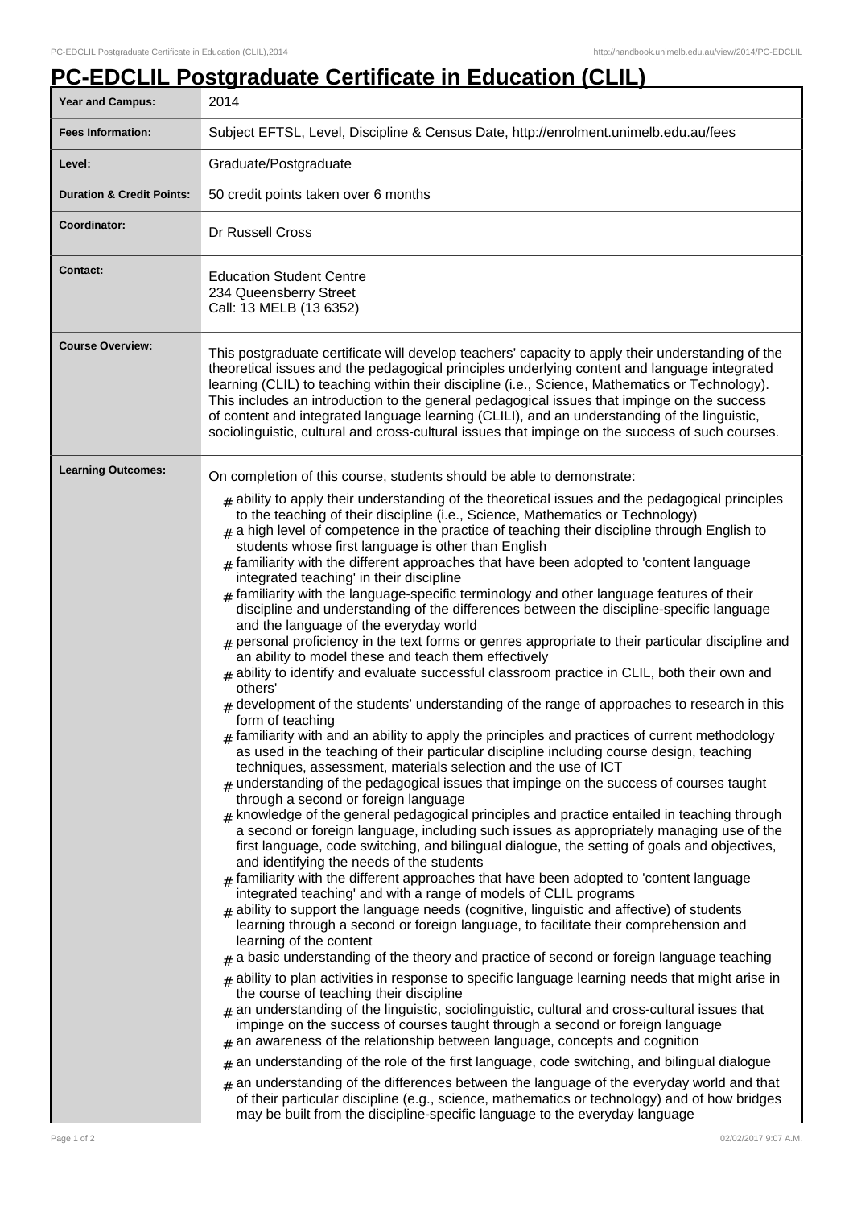# PC-EDCLIL Postgraduate Certificate in Education (CLIL)

| | |
|---|---|
| **Year and Campus:** | 2014 |
| **Fees Information:** | Subject EFTSL, Level, Discipline & Census Date, http://enrolment.unimelb.edu.au/fees |
| **Level:** | Graduate/Postgraduate |
| **Duration & Credit Points:** | 50 credit points taken over 6 months |
| **Coordinator:** | Dr Russell Cross |
| **Contact:** | Education Student Centre<br>234 Queensberry Street<br>Call: 13 MELB (13 6352) |
| **Course Overview:** | This postgraduate certificate will develop teachers' capacity to apply their understanding of the theoretical issues and the pedagogical principles underlying content and language integrated learning (CLIL) to teaching within their discipline (i.e., Science, Mathematics or Technology). This includes an introduction to the general pedagogical issues that impinge on the success of content and integrated language learning (CLILI), and an understanding of the linguistic, sociolinguistic, cultural and cross-cultural issues that impinge on the success of such courses. |
| **Learning Outcomes:** | On completion of this course, students should be able to demonstrate:<br># ability to apply their understanding of the theoretical issues and the pedagogical principles to the teaching of their discipline (i.e., Science, Mathematics or Technology)<br># a high level of competence in the practice of teaching their discipline through English to students whose first language is other than English<br># familiarity with the different approaches that have been adopted to 'content language integrated teaching' in their discipline<br># familiarity with the language-specific terminology and other language features of their discipline and understanding of the differences between the discipline-specific language and the language of the everyday world<br># personal proficiency in the text forms or genres appropriate to their particular discipline and an ability to model these and teach them effectively<br># ability to identify and evaluate successful classroom practice in CLIL, both their own and others'<br># development of the students' understanding of the range of approaches to research in this form of teaching<br># familiarity with and an ability to apply the principles and practices of current methodology as used in the teaching of their particular discipline including course design, teaching techniques, assessment, materials selection and the use of ICT<br># understanding of the pedagogical issues that impinge on the success of courses taught through a second or foreign language<br># knowledge of the general pedagogical principles and practice entailed in teaching through a second or foreign language, including such issues as appropriately managing use of the first language, code switching, and bilingual dialogue, the setting of goals and objectives, and identifying the needs of the students<br># familiarity with the different approaches that have been adopted to 'content language integrated teaching' and with a range of models of CLIL programs<br># ability to support the language needs (cognitive, linguistic and affective) of students learning through a second or foreign language, to facilitate their comprehension and learning of the content<br># a basic understanding of the theory and practice of second or foreign language teaching<br># ability to plan activities in response to specific language learning needs that might arise in the course of teaching their discipline<br># an understanding of the linguistic, sociolinguistic, cultural and cross-cultural issues that impinge on the success of courses taught through a second or foreign language<br># an awareness of the relationship between language, concepts and cognition<br># an understanding of the role of the first language, code switching, and bilingual dialogue<br># an understanding of the differences between the language of the everyday world and that of their particular discipline (e.g., science, mathematics or technology) and of how bridges may be built from the discipline-specific language to the everyday language |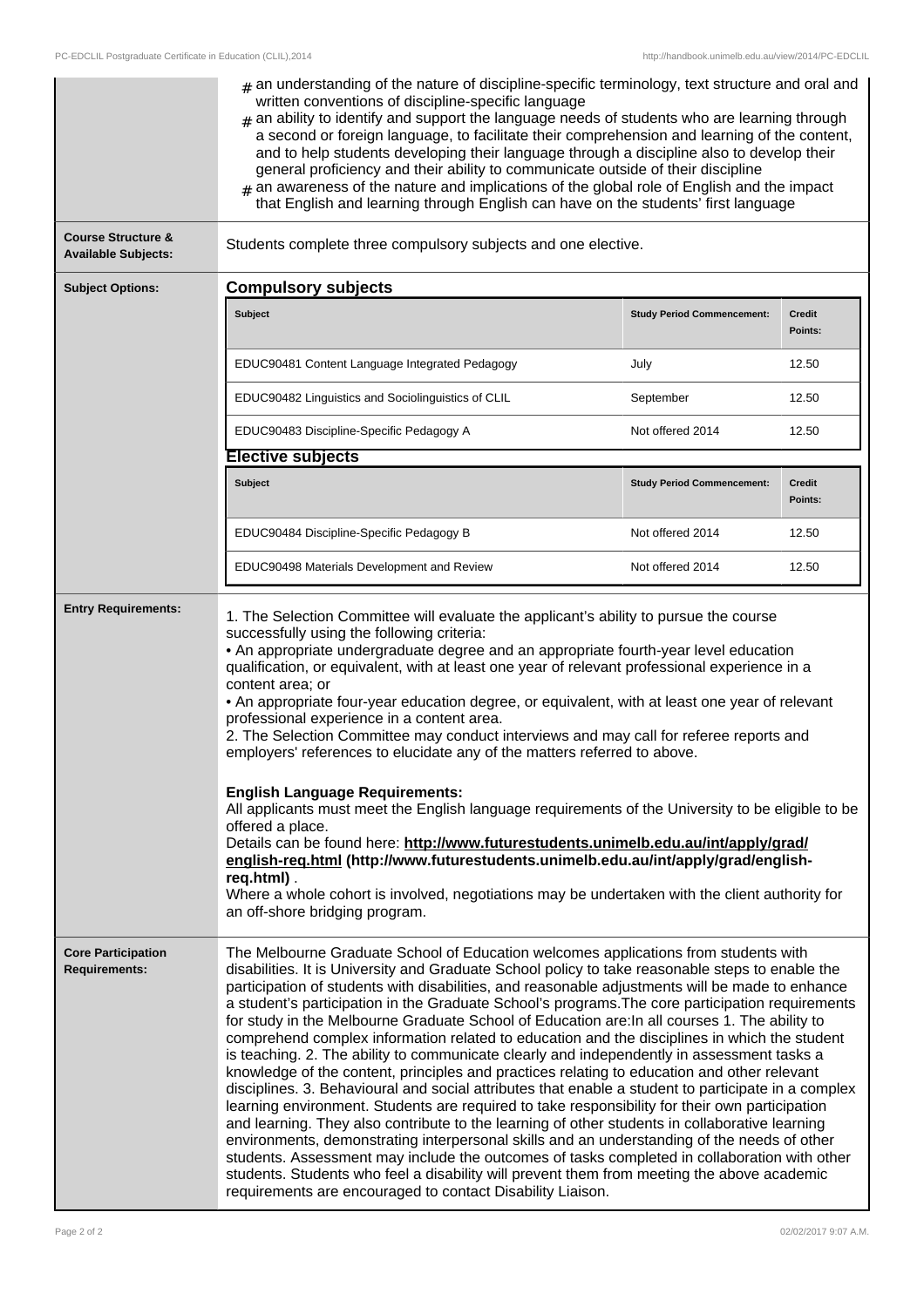- an understanding of the nature of discipline-specific terminology, text structure and oral and written conventions of discipline-specific language
- an ability to identify and support the language needs of students who are learning through a second or foreign language, to facilitate their comprehension and learning of the content, and to help students developing their language through a discipline also to develop their general proficiency and their ability to communicate outside of their discipline
- an awareness of the nature and implications of the global role of English and the impact that English and learning through English can have on the students' first language

**Course Structure & Available Subjects:**

Students complete three compulsory subjects and one elective.

**Subject Options:**

## Compulsory subjects

| Subject | Study Period Commencement: | Credit Points: |
| --- | --- | --- |
| EDUC90481 Content Language Integrated Pedagogy | July | 12.50 |
| EDUC90482 Linguistics and Sociolinguistics of CLIL | September | 12.50 |
| EDUC90483 Discipline-Specific Pedagogy A | Not offered 2014 | 12.50 |

## Elective subjects

| Subject | Study Period Commencement: | Credit Points: |
| --- | --- | --- |
| EDUC90484 Discipline-Specific Pedagogy B | Not offered 2014 | 12.50 |
| EDUC90498 Materials Development and Review | Not offered 2014 | 12.50 |

**Entry Requirements:**

1. The Selection Committee will evaluate the applicant's ability to pursue the course successfully using the following criteria:
• An appropriate undergraduate degree and an appropriate fourth-year level education qualification, or equivalent, with at least one year of relevant professional experience in a content area; or
• An appropriate four-year education degree, or equivalent, with at least one year of relevant professional experience in a content area.
2. The Selection Committee may conduct interviews and may call for referee reports and employers' references to elucidate any of the matters referred to above.

**English Language Requirements:**
All applicants must meet the English language requirements of the University to be eligible to be offered a place.
Details can be found here: **http://www.futurestudents.unimelb.edu.au/int/apply/grad/english-req.html (http://www.futurestudents.unimelb.edu.au/int/apply/grad/english-req.html)** .
Where a whole cohort is involved, negotiations may be undertaken with the client authority for an off-shore bridging program.

**Core Participation Requirements:**

The Melbourne Graduate School of Education welcomes applications from students with disabilities. It is University and Graduate School policy to take reasonable steps to enable the participation of students with disabilities, and reasonable adjustments will be made to enhance a student's participation in the Graduate School's programs.The core participation requirements for study in the Melbourne Graduate School of Education are:In all courses 1. The ability to comprehend complex information related to education and the disciplines in which the student is teaching. 2. The ability to communicate clearly and independently in assessment tasks a knowledge of the content, principles and practices relating to education and other relevant disciplines. 3. Behavioural and social attributes that enable a student to participate in a complex learning environment. Students are required to take responsibility for their own participation and learning. They also contribute to the learning of other students in collaborative learning environments, demonstrating interpersonal skills and an understanding of the needs of other students. Assessment may include the outcomes of tasks completed in collaboration with other students. Students who feel a disability will prevent them from meeting the above academic requirements are encouraged to contact Disability Liaison.